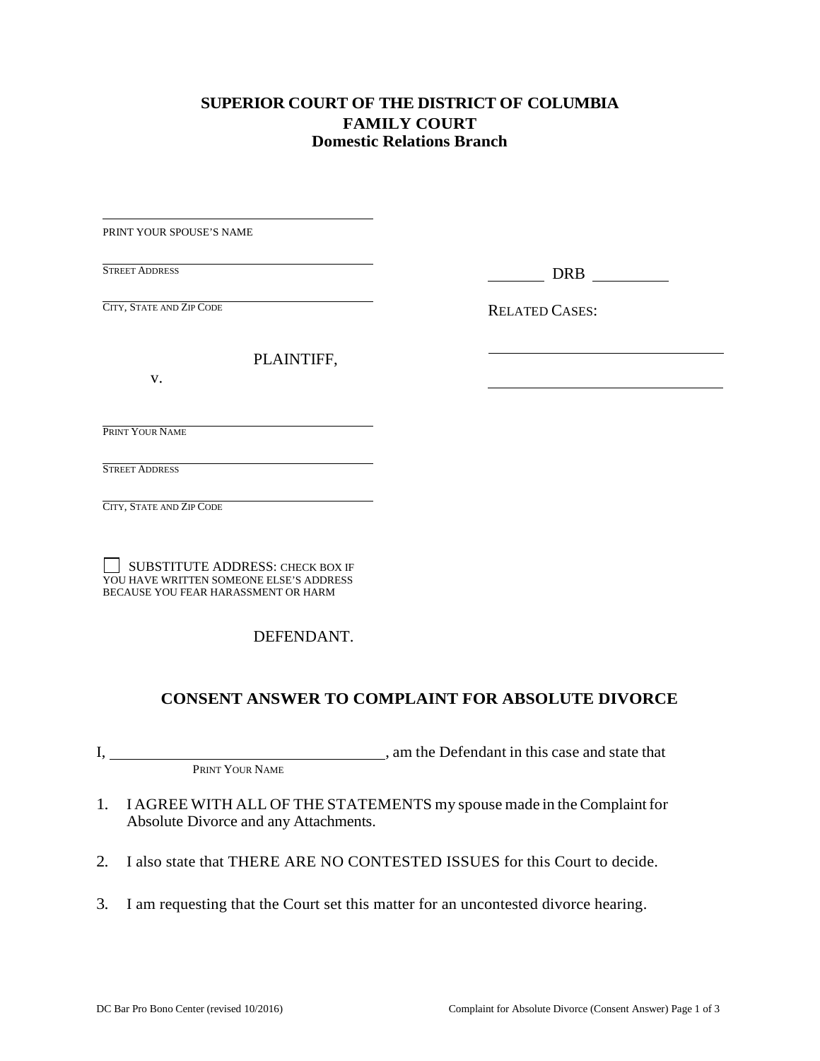**SUPERIOR COURT OF THE DISTRICT OF COLUMBIA**
**FAMILY COURT**
**Domestic Relations Branch**

______________________________
PRINT YOUR SPOUSE'S NAME

______________________________
STREET ADDRESS

______________________________
CITY, STATE AND ZIP CODE

PLAINTIFF,

v.

______________________________
PRINT YOUR NAME

______________________________
STREET ADDRESS

______________________________
CITY, STATE AND ZIP CODE

☐ SUBSTITUTE ADDRESS: CHECK BOX IF YOU HAVE WRITTEN SOMEONE ELSE'S ADDRESS BECAUSE YOU FEAR HARASSMENT OR HARM

DEFENDANT.

________ DRB __________

RELATED CASES:

______________________________

______________________________

## CONSENT ANSWER TO COMPLAINT FOR ABSOLUTE DIVORCE

I, ______________________________, am the Defendant in this case and state that
PRINT YOUR NAME

1. I AGREE WITH ALL OF THE STATEMENTS my spouse made in the Complaint for Absolute Divorce and any Attachments.

2. I also state that THERE ARE NO CONTESTED ISSUES for this Court to decide.

3. I am requesting that the Court set this matter for an uncontested divorce hearing.

DC Bar Pro Bono Center (revised 10/2016)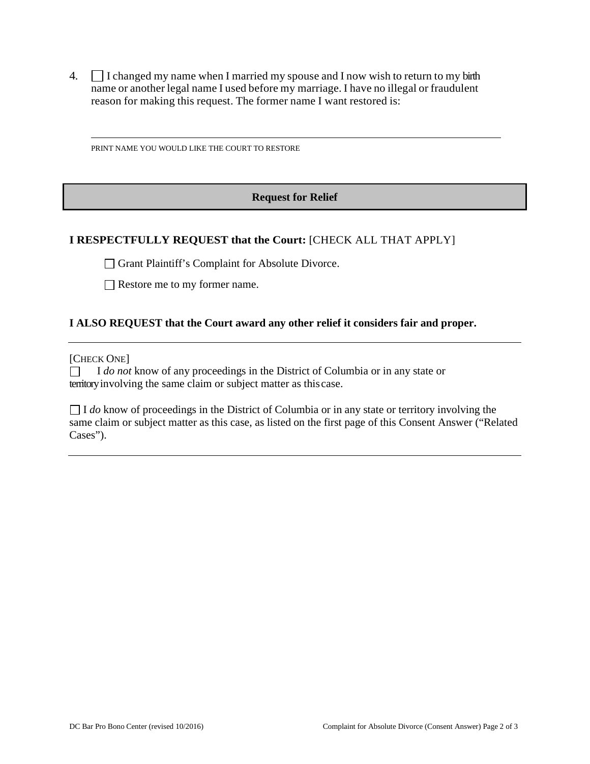4. ☐ I changed my name when I married my spouse and I now wish to return to my birth name or another legal name I used before my marriage. I have no illegal or fraudulent reason for making this request. The former name I want restored is:

\_\_\_\_\_\_\_\_\_\_\_\_\_\_\_\_\_\_\_\_\_\_\_\_\_\_\_\_\_\_\_\_\_\_\_\_\_\_\_\_\_\_\_\_\_\_\_\_\_\_\_\_\_\_\_\_\_\_\_\_

PRINT NAME YOU WOULD LIKE THE COURT TO RESTORE

## Request for Relief

**I RESPECTFULLY REQUEST that the Court:** [CHECK ALL THAT APPLY]

☐ Grant Plaintiff's Complaint for Absolute Divorce.

☐ Restore me to my former name.

**I ALSO REQUEST that the Court award any other relief it considers fair and proper.**

---

[CHECK ONE]

☐ I *do not* know of any proceedings in the District of Columbia or in any state or territory involving the same claim or subject matter as this case.

☐ I *do* know of proceedings in the District of Columbia or in any state or territory involving the same claim or subject matter as this case, as listed on the first page of this Consent Answer ("Related Cases").

---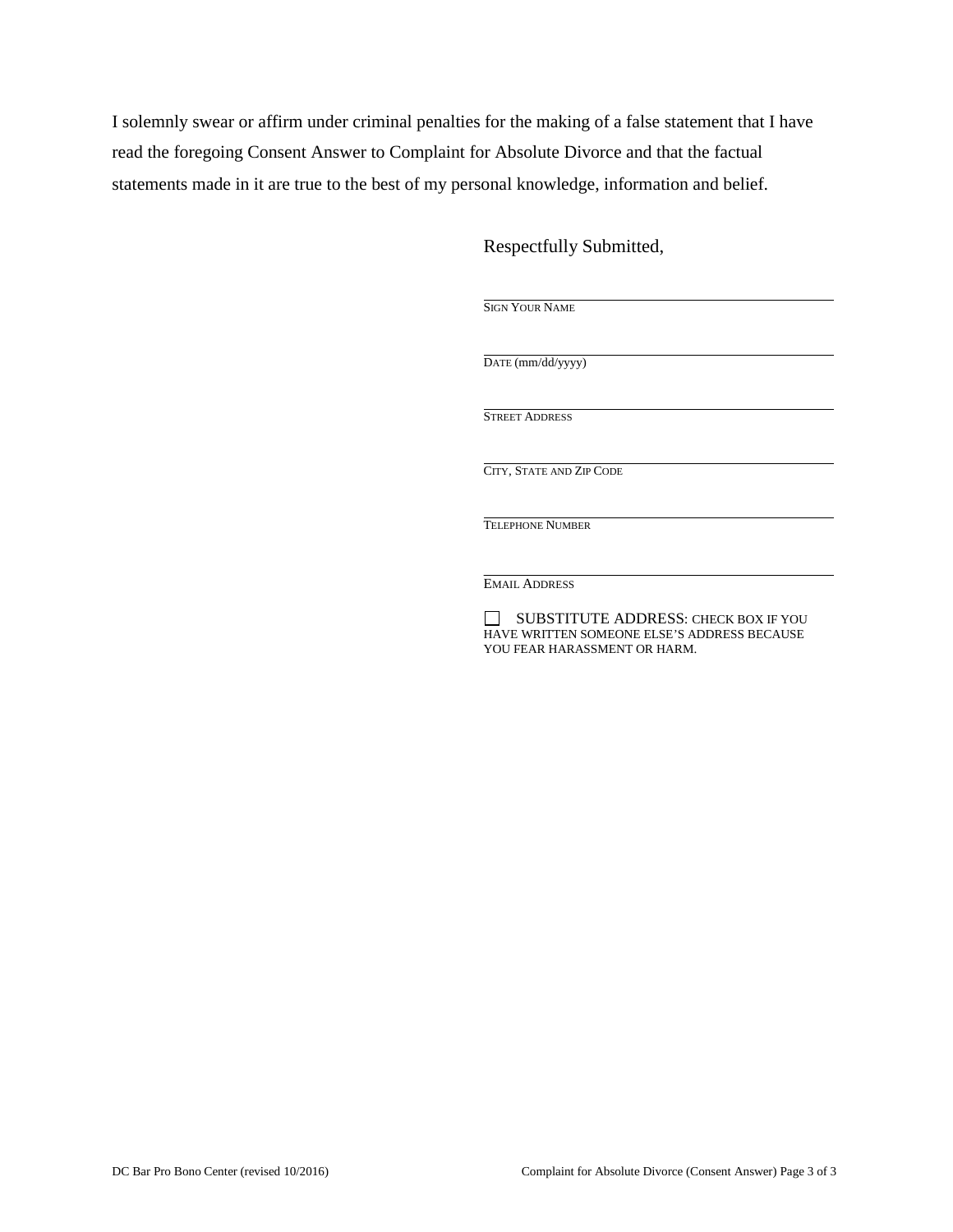I solemnly swear or affirm under criminal penalties for the making of a false statement that I have read the foregoing Consent Answer to Complaint for Absolute Divorce and that the factual statements made in it are true to the best of my personal knowledge, information and belief.

Respectfully Submitted,

______________________________________
SIGN YOUR NAME

______________________________________
DATE (mm/dd/yyyy)

______________________________________
STREET ADDRESS

______________________________________
CITY, STATE AND ZIP CODE

______________________________________
TELEPHONE NUMBER

______________________________________
EMAIL ADDRESS

☐ SUBSTITUTE ADDRESS: CHECK BOX IF YOU HAVE WRITTEN SOMEONE ELSE'S ADDRESS BECAUSE YOU FEAR HARASSMENT OR HARM.